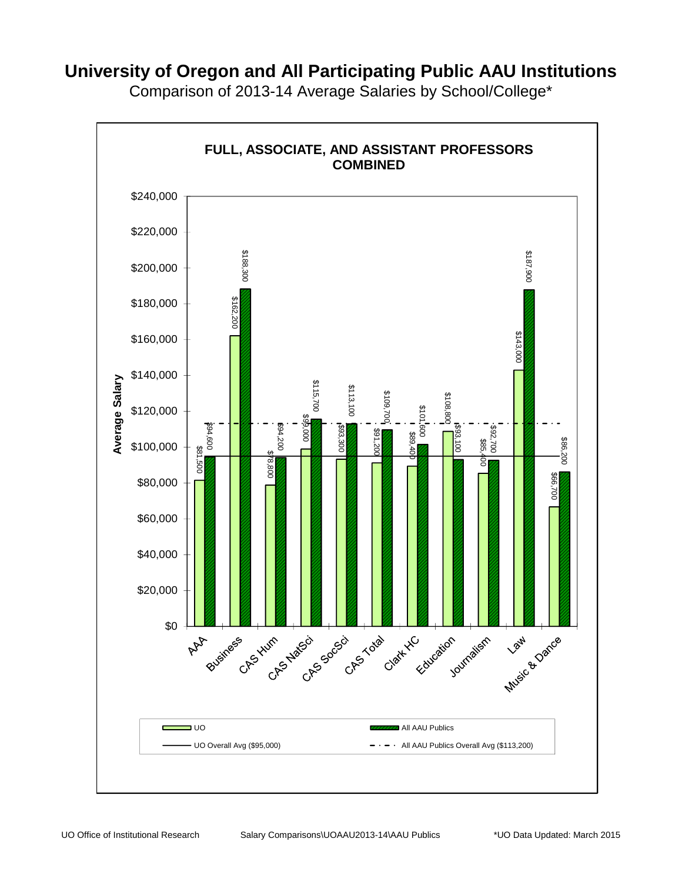# University of Oregon and All Participating Public AAU Institutions

Comparison of 2013-14 Average Salaries by School/College*

## FULL, ASSOCIATE, AND ASSISTANT PROFESSORS COMBINED

| School/College | UO | All AAU Publics |
|---|---|---|
| AAA | $81,500 | $94,600 |
| Business | $162,200 | $188,300 |
| CAS Hum | $78,800 | $94,200 |
| CAS NatSci | $99,000 | $115,700 |
| CAS SocSci | $93,300 | $113,100 |
| CAS Total | $91,200 | $109,700 |
| Clark HC | $89,400 | $101,600 |
| Education | $108,800 | $93,100 |
| Journalism | $85,400 | $92,700 |
| Law | $143,000 | $187,900 |
| Music & Dance | $66,700 | $86,200 |

UO Overall Avg ($95,000)

All AAU Publics Overall Avg ($113,200)

UO Office of Institutional Research | Salary Comparisons\UOAAU2013-14\AAU Publics | *UO Data Updated: March 2015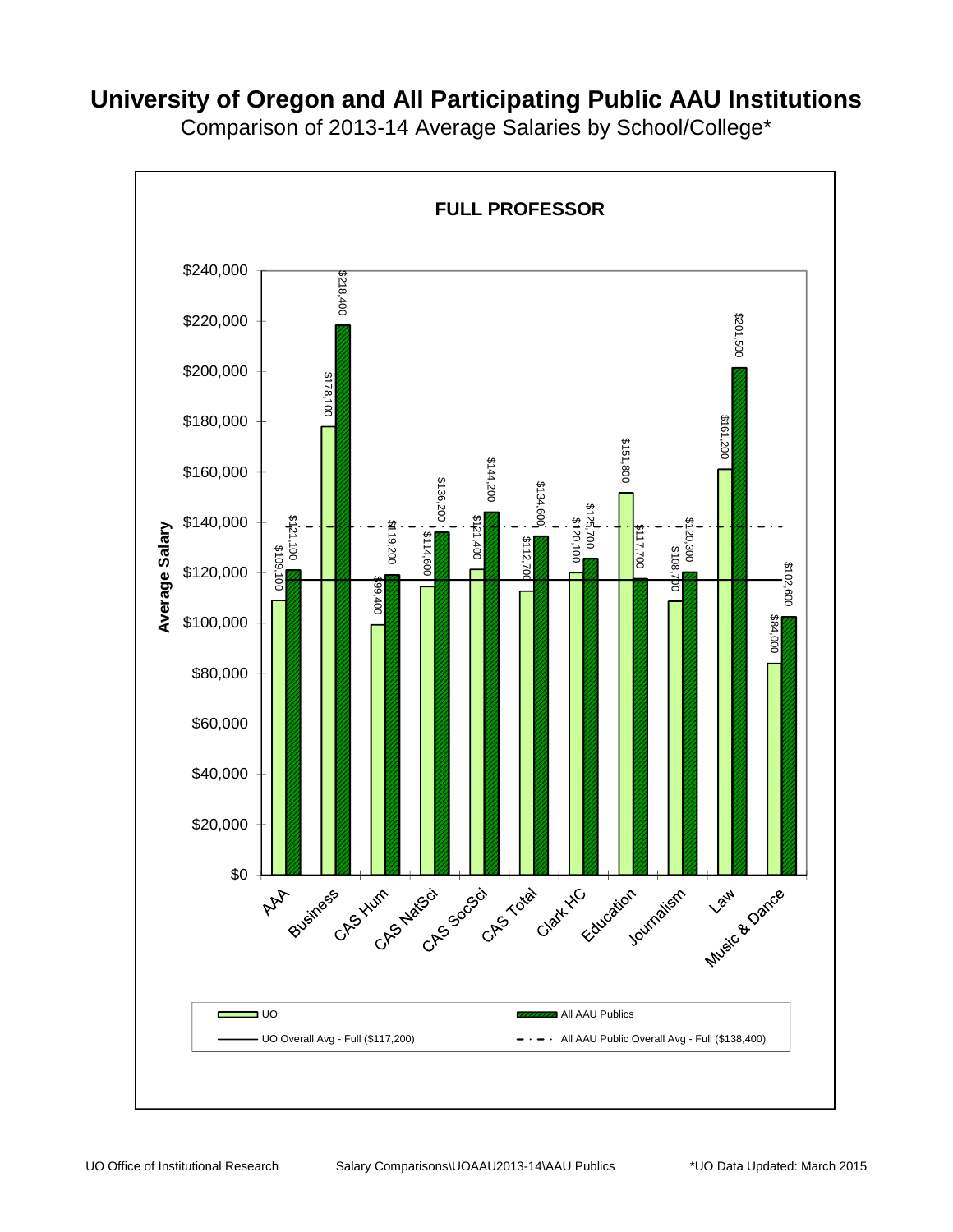# University of Oregon and All Participating Public AAU Institutions

Comparison of 2013-14 Average Salaries by School/College*

## FULL PROFESSOR

| School/College | UO | All AAU Publics |
|---|---|---|
| AAA | $109,100 | $121,100 |
| Business | $178,100 | $218,400 |
| CAS Hum | $99,400 | $119,200 |
| CAS NatSci | $114,600 | $136,200 |
| CAS SocSci | $121,400 | $144,200 |
| CAS Total | $112,700 | $134,600 |
| Clark HC | $120,100 | $125,700 |
| Education | $151,800 | $117,700 |
| Journalism | $108,700 | $120,300 |
| Law | $161,200 | $201,500 |
| Music & Dance | $84,000 | $102,600 |

UO Overall Avg - Full ($117,200)

All AAU Public Overall Avg - Full ($138,400)

UO Office of Institutional Research    Salary Comparisons\UOAAU2013-14\AAU Publics    *UO Data Updated: March 2015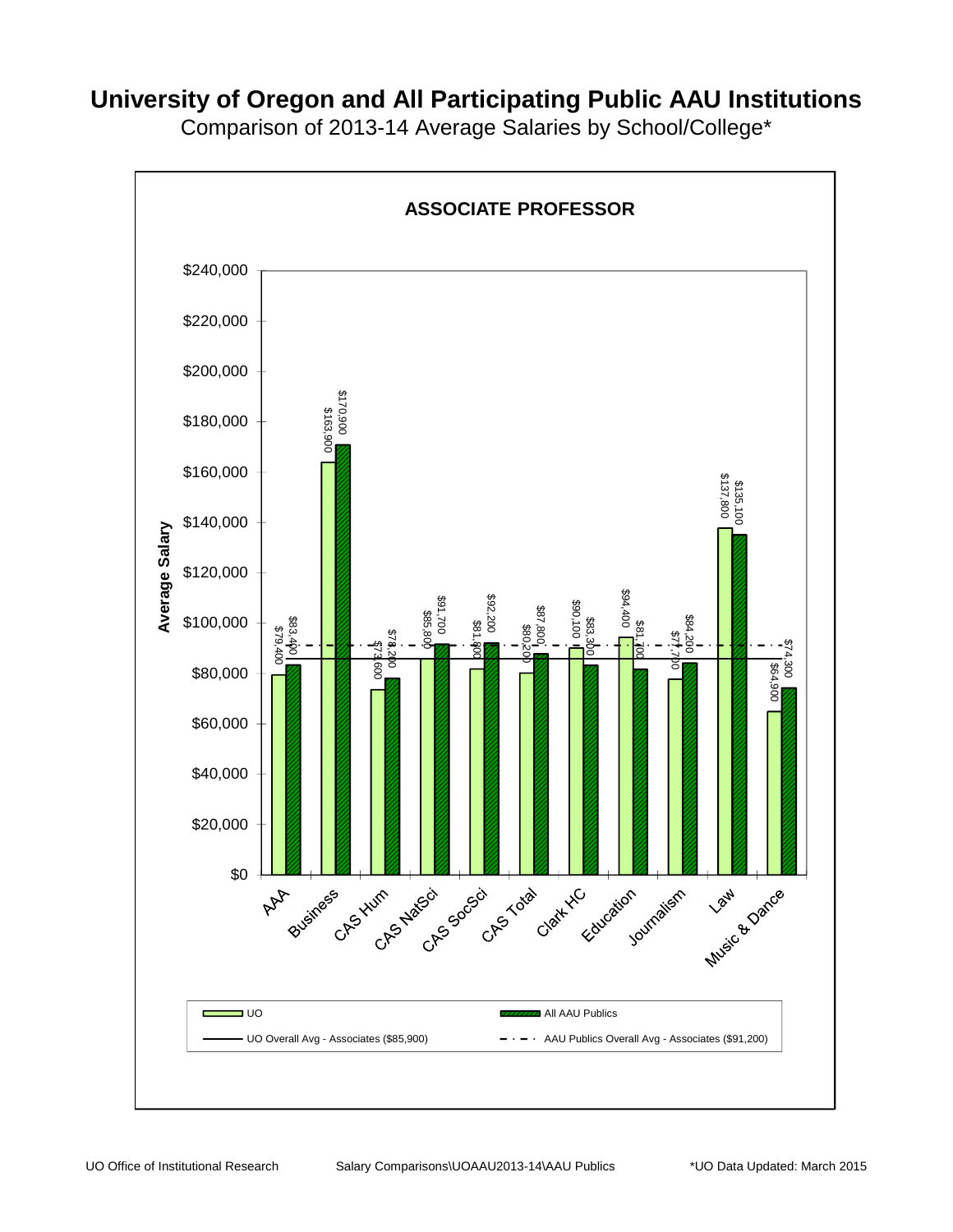# University of Oregon and All Participating Public AAU Institutions

Comparison of 2013-14 Average Salaries by School/College*

## ASSOCIATE PROFESSOR

| School/College | UO | All AAU Publics |
|---|---|---|
| AAA | $79,400 | $83,400 |
| Business | $163,900 | $170,900 |
| CAS Hum | $73,600 | $78,200 |
| CAS NatSci | $85,800 | $91,700 |
| CAS SocSci | $81,900 | $92,200 |
| CAS Total | $80,200 | $87,800 |
| Clark HC | $90,100 | $83,300 |
| Education | $94,400 | $81,700 |
| Journalism | $77,700 | $84,200 |
| Law | $137,800 | $135,100 |
| Music & Dance | $64,900 | $74,300 |

Average Salary

- UO
- All AAU Publics
- UO Overall Avg - Associates ($85,900)
- AAU Publics Overall Avg - Associates ($91,200)

UO Office of Institutional Research    Salary Comparisons\UOAAU2013-14\AAU Publics    *UO Data Updated: March 2015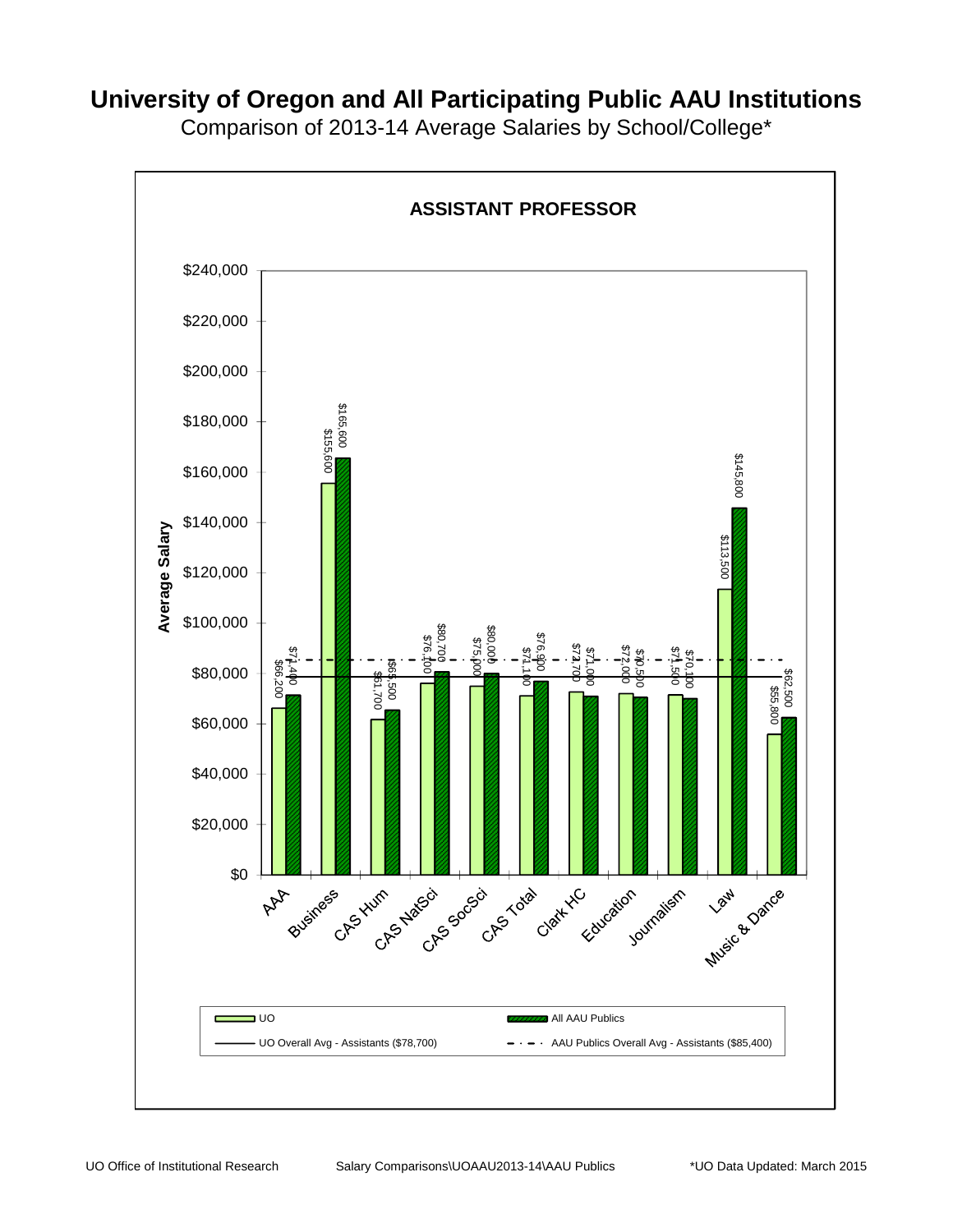# University of Oregon and All Participating Public AAU Institutions

Comparison of 2013-14 Average Salaries by School/College*

**ASSISTANT PROFESSOR**

Average Salary

$240,000
$220,000
$200,000
$180,000
$160,000
$140,000
$120,000
$100,000
$80,000
$60,000
$40,000
$20,000
$0

AAA: $66,200, $71,400
Business: $155,600, $165,600
CAS Hum: $61,700, $65,500
CAS NatSci: $76,100, $80,700
CAS SocSci: $75,000, $80,000
CAS Total: $71,100, $76,900
Clark HC: $72,700, $71,000
Education: $72,000, $70,500
Journalism: $71,500, $70,100
Law: $113,500, $145,800
Music & Dance: $55,800, $62,500

UO
All AAU Publics
UO Overall Avg - Assistants ($78,700)
AAU Publics Overall Avg - Assistants ($85,400)

UO Office of Institutional Research | Salary Comparisons\UOAAU2013-14\AAU Publics | *UO Data Updated: March 2015